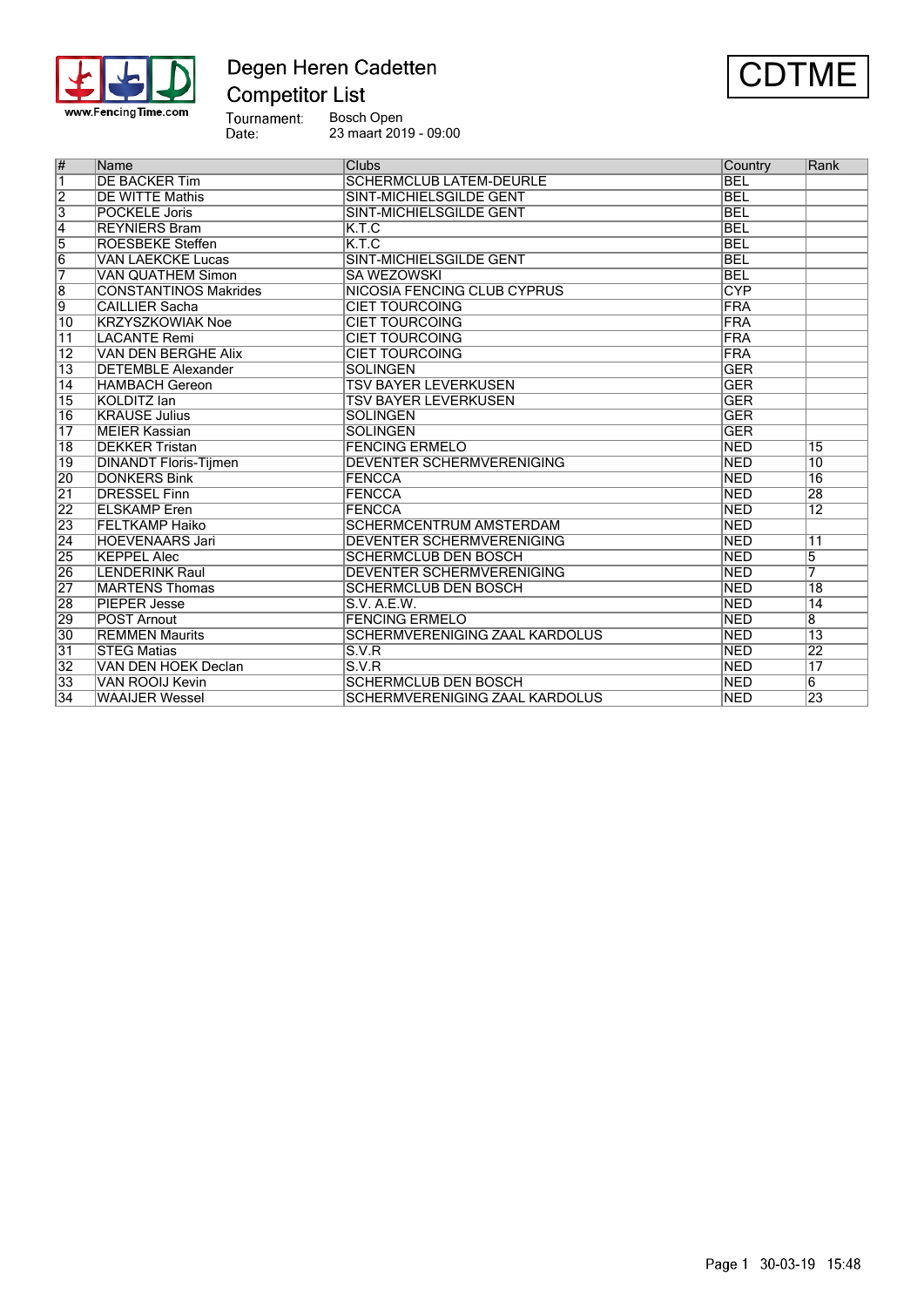# Degen Heren Cadetten

## Competitor List

**CDTME**

Tournament: Bosch Open
Date: 23 maart 2019 - 09:00

| # | Name | Clubs | Country | Rank |
|---|---|---|---|---|
| 1 | DE BACKER Tim | SCHERMCLUB LATEM-DEURLE | BEL | |
| 2 | DE WITTE Mathis | SINT-MICHIELSGILDE GENT | BEL | |
| 3 | POCKELE Joris | SINT-MICHIELSGILDE GENT | BEL | |
| 4 | REYNIERS Bram | K.T.C | BEL | |
| 5 | ROESBEKE Steffen | K.T.C | BEL | |
| 6 | VAN LAECKCE Lucas | SINT-MICHIELSGILDE GENT | BEL | |
| 7 | VAN QUATHEM Simon | SA WEZOWSKI | BEL | |
| 8 | CONSTANTINOS Makrides | NICOSIA FENCING CLUB CYPRUS | CYP | |
| 9 | CAILLIER Sacha | CIET TOURCOING | FRA | |
| 10 | KRZYSZKOWIAK Noe | CIET TOURCOING | FRA | |
| 11 | LACANTE Remi | CIET TOURCOING | FRA | |
| 12 | VAN DEN BERGHE Alix | CIET TOURCOING | FRA | |
| 13 | DETEMBLE Alexander | SOLINGEN | GER | |
| 14 | HAMBACH Gereon | TSV BAYER LEVERKUSEN | GER | |
| 15 | KOLDITZ Ian | TSV BAYER LEVERKUSEN | GER | |
| 16 | KRAUSE Julius | SOLINGEN | GER | |
| 17 | MEIER Kassian | SOLINGEN | GER | |
| 18 | DEKKER Tristan | FENCING ERMELO | NED | 15 |
| 19 | DINANDT Floris-Tijmen | DEVENTER SCHERMVERENIGING | NED | 10 |
| 20 | DONKERS Bink | FENCCA | NED | 16 |
| 21 | DRESSEL Finn | FENCCA | NED | 28 |
| 22 | ELSKAMP Eren | FENCCA | NED | 12 |
| 23 | FELTKAMP Haiko | SCHERMCENTRUM AMSTERDAM | NED | |
| 24 | HOEVENAARS Jari | DEVENTER SCHERMVERENIGING | NED | 11 |
| 25 | KEPPEL Alec | SCHERMCLUB DEN BOSCH | NED | 5 |
| 26 | LENDERINK Raul | DEVENTER SCHERMVERENIGING | NED | 7 |
| 27 | MARTENS Thomas | SCHERMCLUB DEN BOSCH | NED | 18 |
| 28 | PIEPER Jesse | S.V. A.E.W. | NED | 14 |
| 29 | POST Arnout | FENCING ERMELO | NED | 8 |
| 30 | REMMEN Maurits | SCHERMVERENIGING ZAAL KARDOLUS | NED | 13 |
| 31 | STEG Matias | S.V.R | NED | 22 |
| 32 | VAN DEN HOEK Declan | S.V.R | NED | 17 |
| 33 | VAN ROOIJ Kevin | SCHERMCLUB DEN BOSCH | NED | 6 |
| 34 | WAAIJER Wessel | SCHERMVERENIGING ZAAL KARDOLUS | NED | 23 |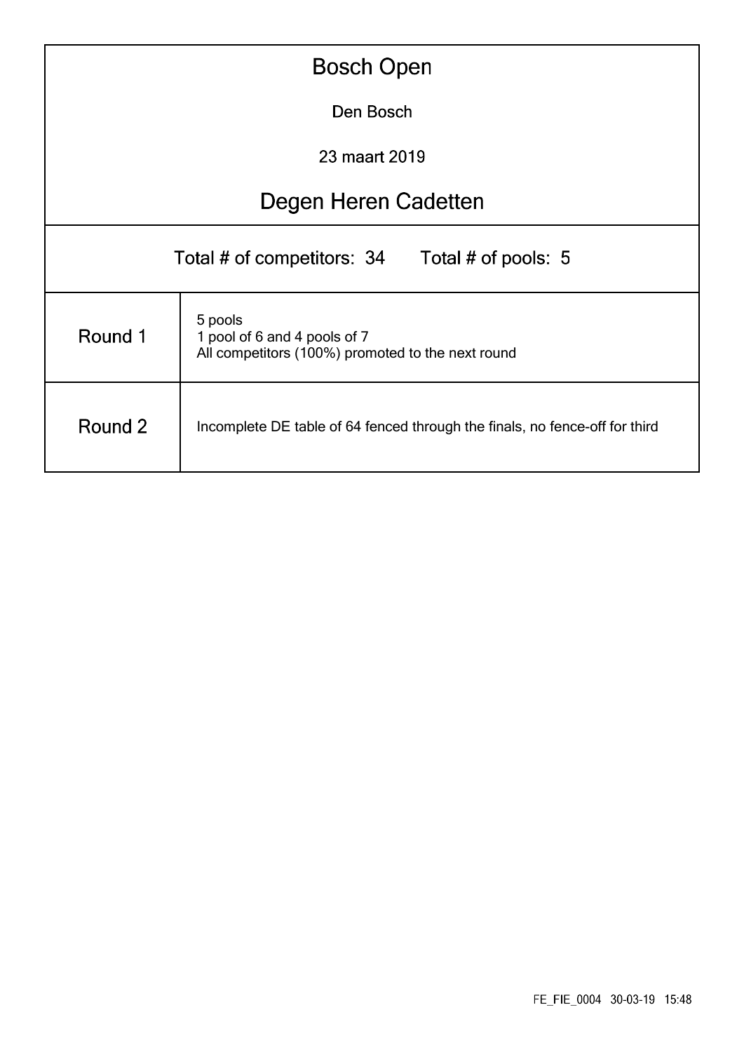# Bosch Open

Den Bosch

23 maart 2019

## Degen Heren Cadetten

Total # of competitors: 34 Total # of pools: 5

| | |
|---|---|
| Round 1 | 5 pools<br>1 pool of 6 and 4 pools of 7<br>All competitors (100%) promoted to the next round |
| Round 2 | Incomplete DE table of 64 fenced through the finals, no fence-off for third |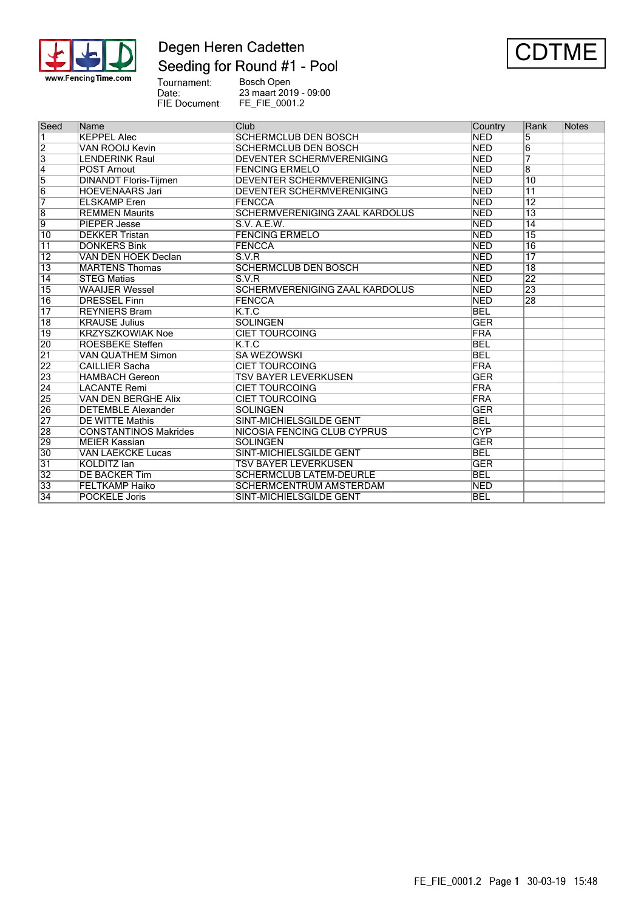# Degen Heren Cadetten

## Seeding for Round #1 - Pool

CDTME

Tournament: Bosch Open
Date: 23 maart 2019 - 09:00
FIE Document: FE_FIE_0001.2

| Seed | Name | Club | Country | Rank | Notes |
|---|---|---|---|---|---|
| 1 | KEPPEL Alec | SCHERMCLUB DEN BOSCH | NED | 5 | |
| 2 | VAN ROOIJ Kevin | SCHERMCLUB DEN BOSCH | NED | 6 | |
| 3 | LENDERINK Raul | DEVENTER SCHERMVERENIGING | NED | 7 | |
| 4 | POST Arnout | FENCING ERMELO | NED | 8 | |
| 5 | DINANDT Floris-Tijmen | DEVENTER SCHERMVERENIGING | NED | 10 | |
| 6 | HOEVENAARS Jari | DEVENTER SCHERMVERENIGING | NED | 11 | |
| 7 | ELSKAMP Eren | FENCCA | NED | 12 | |
| 8 | REMMEN Maurits | SCHERMVERENIGING ZAAL KARDOLUS | NED | 13 | |
| 9 | PIEPER Jesse | S.V. A.E.W. | NED | 14 | |
| 10 | DEKKER Tristan | FENCING ERMELO | NED | 15 | |
| 11 | DONKERS Bink | FENCCA | NED | 16 | |
| 12 | VAN DEN HOEK Declan | S.V.R | NED | 17 | |
| 13 | MARTENS Thomas | SCHERMCLUB DEN BOSCH | NED | 18 | |
| 14 | STEG Matias | S.V.R | NED | 22 | |
| 15 | WAAIJER Wessel | SCHERMVERENIGING ZAAL KARDOLUS | NED | 23 | |
| 16 | DRESSEL Finn | FENCCA | NED | 28 | |
| 17 | REYNIERS Bram | K.T.C | BEL | | |
| 18 | KRAUSE Julius | SOLINGEN | GER | | |
| 19 | KRZYSZKOWIAK Noe | CIET TOURCOING | FRA | | |
| 20 | ROESBEKE Steffen | K.T.C | BEL | | |
| 21 | VAN QUATHEM Simon | SA WEZOWSKI | BEL | | |
| 22 | CAILLIER Sacha | CIET TOURCOING | FRA | | |
| 23 | HAMBACH Gereon | TSV BAYER LEVERKUSEN | GER | | |
| 24 | LACANTE Remi | CIET TOURCOING | FRA | | |
| 25 | VAN DEN BERGHE Alix | CIET TOURCOING | FRA | | |
| 26 | DETEMBLE Alexander | SOLINGEN | GER | | |
| 27 | DE WITTE Mathis | SINT-MICHIELSGILDE GENT | BEL | | |
| 28 | CONSTANTINOS Makrides | NICOSIA FENCING CLUB CYPRUS | CYP | | |
| 29 | MEIER Kassian | SOLINGEN | GER | | |
| 30 | VAN LAEKCKE Lucas | SINT-MICHIELSGILDE GENT | BEL | | |
| 31 | KOLDITZ Ian | TSV BAYER LEVERKUSEN | GER | | |
| 32 | DE BACKER Tim | SCHERMCLUB LATEM-DEURLE | BEL | | |
| 33 | FELTKAMP Haiko | SCHERMCENTRUM AMSTERDAM | NED | | |
| 34 | POCKELE Joris | SINT-MICHIELSGILDE GENT | BEL | | |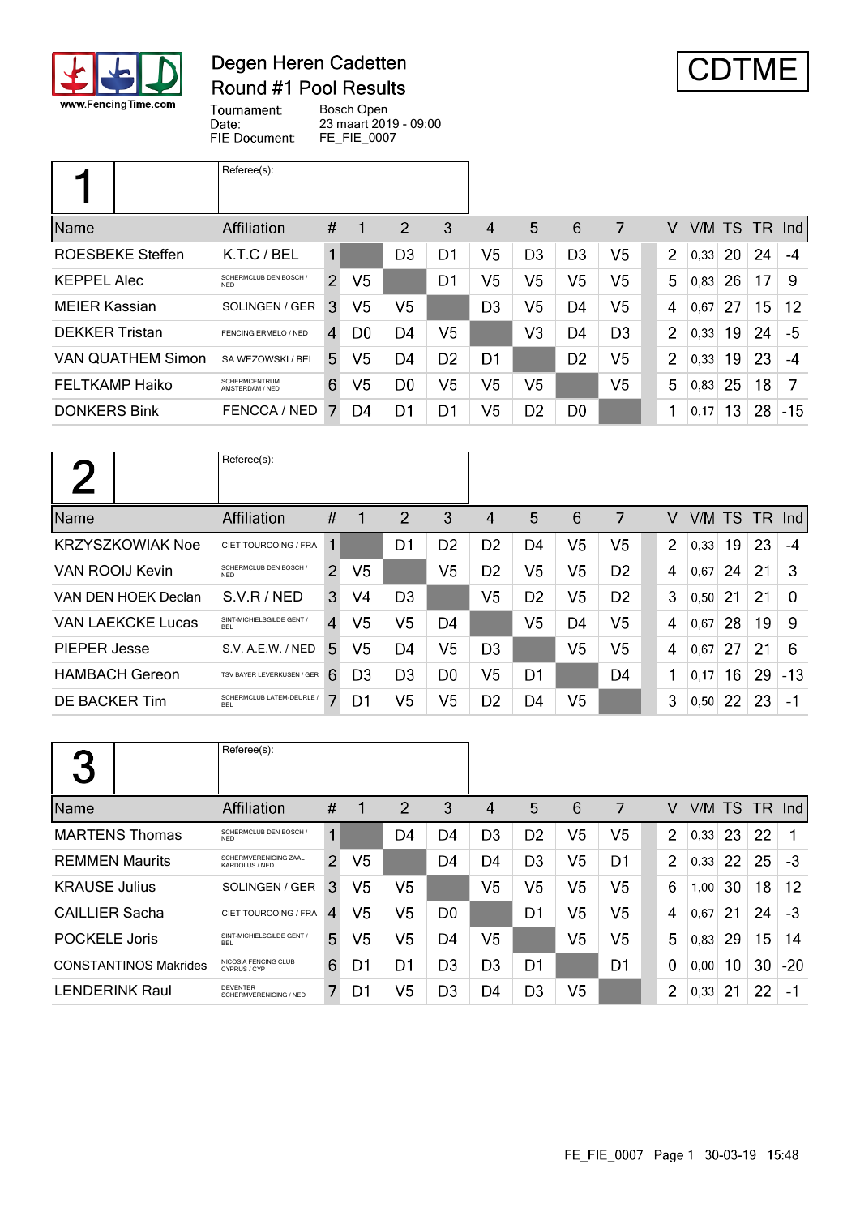# Degen Heren Cadetten

## Round #1 Pool Results

**CDTME**

Tournament: Bosch Open
Date: 23 maart 2019 - 09:00
FIE Document: FE_FIE_0007

### Pool 1

Referee(s):

| Name | Affiliation | # | 1 | 2 | 3 | 4 | 5 | 6 | 7 | V | V/M | TS | TR | Ind |
|---|---|---|---|---|---|---|---|---|---|---|---|---|---|---|
| ROESBEKE Steffen | K.T.C / BEL | 1 | | D3 | D1 | V5 | D3 | D3 | V5 | 2 | 0,33 | 20 | 24 | -4 |
| KEPPEL Alec | SCHERMCLUB DEN BOSCH / NED | 2 | V5 | | D1 | V5 | V5 | V5 | V5 | 5 | 0,83 | 26 | 17 | 9 |
| MEIER Kassian | SOLINGEN / GER | 3 | V5 | V5 | | D3 | V5 | D4 | V5 | 4 | 0,67 | 27 | 15 | 12 |
| DEKKER Tristan | FENCING ERMELO / NED | 4 | D0 | D4 | V5 | | V3 | D4 | D3 | 2 | 0,33 | 19 | 24 | -5 |
| VAN QUATHEM Simon | SA WEZOWSKI / BEL | 5 | V5 | D4 | D2 | D1 | | D2 | V5 | 2 | 0,33 | 19 | 23 | -4 |
| FELTKAMP Haiko | SCHERMCENTRUM AMSTERDAM / NED | 6 | V5 | D0 | V5 | V5 | V5 | | V5 | 5 | 0,83 | 25 | 18 | 7 |
| DONKERS Bink | FENCCA / NED | 7 | D4 | D1 | D1 | V5 | D2 | D0 | | 1 | 0,17 | 13 | 28 | -15 |

### Pool 2

Referee(s):

| Name | Affiliation | # | 1 | 2 | 3 | 4 | 5 | 6 | 7 | V | V/M | TS | TR | Ind |
|---|---|---|---|---|---|---|---|---|---|---|---|---|---|---|
| KRZYSZKOWIAK Noe | CIET TOURCOING / FRA | 1 | | D1 | D2 | D2 | D4 | V5 | V5 | 2 | 0,33 | 19 | 23 | -4 |
| VAN ROOIJ Kevin | SCHERMCLUB DEN BOSCH / NED | 2 | V5 | | V5 | D2 | V5 | V5 | D2 | 4 | 0,67 | 24 | 21 | 3 |
| VAN DEN HOEK Declan | S.V.R / NED | 3 | V4 | D3 | | V5 | D2 | V5 | D2 | 3 | 0,50 | 21 | 21 | 0 |
| VAN LAEKCKE Lucas | SINT-MICHIELSGILDE GENT / BEL | 4 | V5 | V5 | D4 | | V5 | D4 | V5 | 4 | 0,67 | 28 | 19 | 9 |
| PIEPER Jesse | S.V. A.E.W. / NED | 5 | V5 | D4 | V5 | D3 | | V5 | V5 | 4 | 0,67 | 27 | 21 | 6 |
| HAMBACH Gereon | TSV BAYER LEVERKUSEN / GER | 6 | D3 | D3 | D0 | V5 | D1 | | D4 | 1 | 0,17 | 16 | 29 | -13 |
| DE BACKER Tim | SCHERMCLUB LATEM-DEURLE / BEL | 7 | D1 | V5 | V5 | D2 | D4 | V5 | | 3 | 0,50 | 22 | 23 | -1 |

### Pool 3

Referee(s):

| Name | Affiliation | # | 1 | 2 | 3 | 4 | 5 | 6 | 7 | V | V/M | TS | TR | Ind |
|---|---|---|---|---|---|---|---|---|---|---|---|---|---|---|
| MARTENS Thomas | SCHERMCLUB DEN BOSCH / NED | 1 | | D4 | D4 | D3 | D2 | V5 | V5 | 2 | 0,33 | 23 | 22 | 1 |
| REMMEN Maurits | SCHERMVERENIGING ZAAL KARDOLUS / NED | 2 | V5 | | D4 | D4 | D3 | V5 | D1 | 2 | 0,33 | 22 | 25 | -3 |
| KRAUSE Julius | SOLINGEN / GER | 3 | V5 | V5 | | V5 | V5 | V5 | V5 | 6 | 1,00 | 30 | 18 | 12 |
| CAILLIER Sacha | CIET TOURCOING / FRA | 4 | V5 | V5 | D0 | | D1 | V5 | V5 | 4 | 0,67 | 21 | 24 | -3 |
| POCKELE Joris | SINT-MICHIELSGILDE GENT / BEL | 5 | V5 | V5 | D4 | V5 | | V5 | V5 | 5 | 0,83 | 29 | 15 | 14 |
| CONSTANTINOS Makrides | NICOSIA FENCING CLUB CYPRUS / CYP | 6 | D1 | D1 | D3 | D3 | D1 | | D1 | 0 | 0,00 | 10 | 30 | -20 |
| LENDERINK Raul | DEVENTER SCHERMVERENIGING / NED | 7 | D1 | V5 | D3 | D4 | D3 | V5 | | 2 | 0,33 | 21 | 22 | -1 |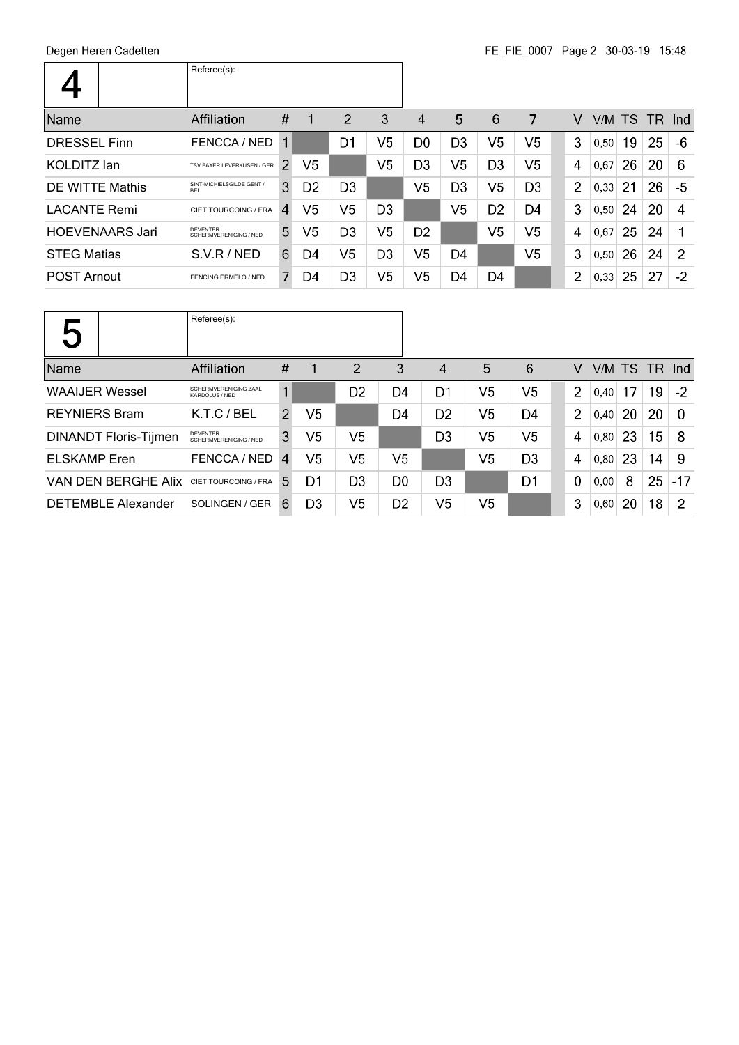Degen Heren Cadetten

FE_FIE_0007

| 4 | | Referee(s): |
|---|---|---|

| Name | Affiliation | # | 1 | 2 | 3 | 4 | 5 | 6 | 7 | | V | V/M | TS | TR | Ind |
|---|---|---|---|---|---|---|---|---|---|---|---|---|---|---|---|
| DRESSEL Finn | FENCCA / NED | 1 | | D1 | V5 | D0 | D3 | V5 | V5 | | 3 | 0,50 | 19 | 25 | -6 |
| KOLDITZ Ian | TSV BAYER LEVERKUSEN / GER | 2 | V5 | | V5 | D3 | V5 | D3 | V5 | | 4 | 0,67 | 26 | 20 | 6 |
| DE WITTE Mathis | SINT-MICHIELSGILDE GENT / BEL | 3 | D2 | D3 | | V5 | D3 | V5 | D3 | | 2 | 0,33 | 21 | 26 | -5 |
| LACANTE Remi | CIET TOURCOING / FRA | 4 | V5 | V5 | D3 | | V5 | D2 | D4 | | 3 | 0,50 | 24 | 20 | 4 |
| HOEVENAARS Jari | DEVENTER SCHERMVERENIGING / NED | 5 | V5 | D3 | V5 | D2 | | V5 | V5 | | 4 | 0,67 | 25 | 24 | 1 |
| STEG Matias | S.V.R / NED | 6 | D4 | V5 | D3 | V5 | D4 | | V5 | | 3 | 0,50 | 26 | 24 | 2 |
| POST Arnout | FENCING ERMELO / NED | 7 | D4 | D3 | V5 | V5 | D4 | D4 | | | 2 | 0,33 | 25 | 27 | -2 |

| 5 | | Referee(s): |
|---|---|---|

| Name | Affiliation | # | 1 | 2 | 3 | 4 | 5 | 6 | | V | V/M | TS | TR | Ind |
|---|---|---|---|---|---|---|---|---|---|---|---|---|---|---|
| WAAIJER Wessel | SCHERMVERENIGING ZAAL KARDOLUS / NED | 1 | | D2 | D4 | D1 | V5 | V5 | | 2 | 0,40 | 17 | 19 | -2 |
| REYNIERS Bram | K.T.C / BEL | 2 | V5 | | D4 | D2 | V5 | D4 | | 2 | 0,40 | 20 | 20 | 0 |
| DINANDT Floris-Tijmen | DEVENTER SCHERMVERENIGING / NED | 3 | V5 | V5 | | D3 | V5 | V5 | | 4 | 0,80 | 23 | 15 | 8 |
| ELSKAMP Eren | FENCCA / NED | 4 | V5 | V5 | V5 | | V5 | D3 | | 4 | 0,80 | 23 | 14 | 9 |
| VAN DEN BERGHE Alix | CIET TOURCOING / FRA | 5 | D1 | D3 | D0 | D3 | | D1 | | 0 | 0,00 | 8 | 25 | -17 |
| DETEMBLE Alexander | SOLINGEN / GER | 6 | D3 | V5 | D2 | V5 | V5 | | | 3 | 0,60 | 20 | 18 | 2 |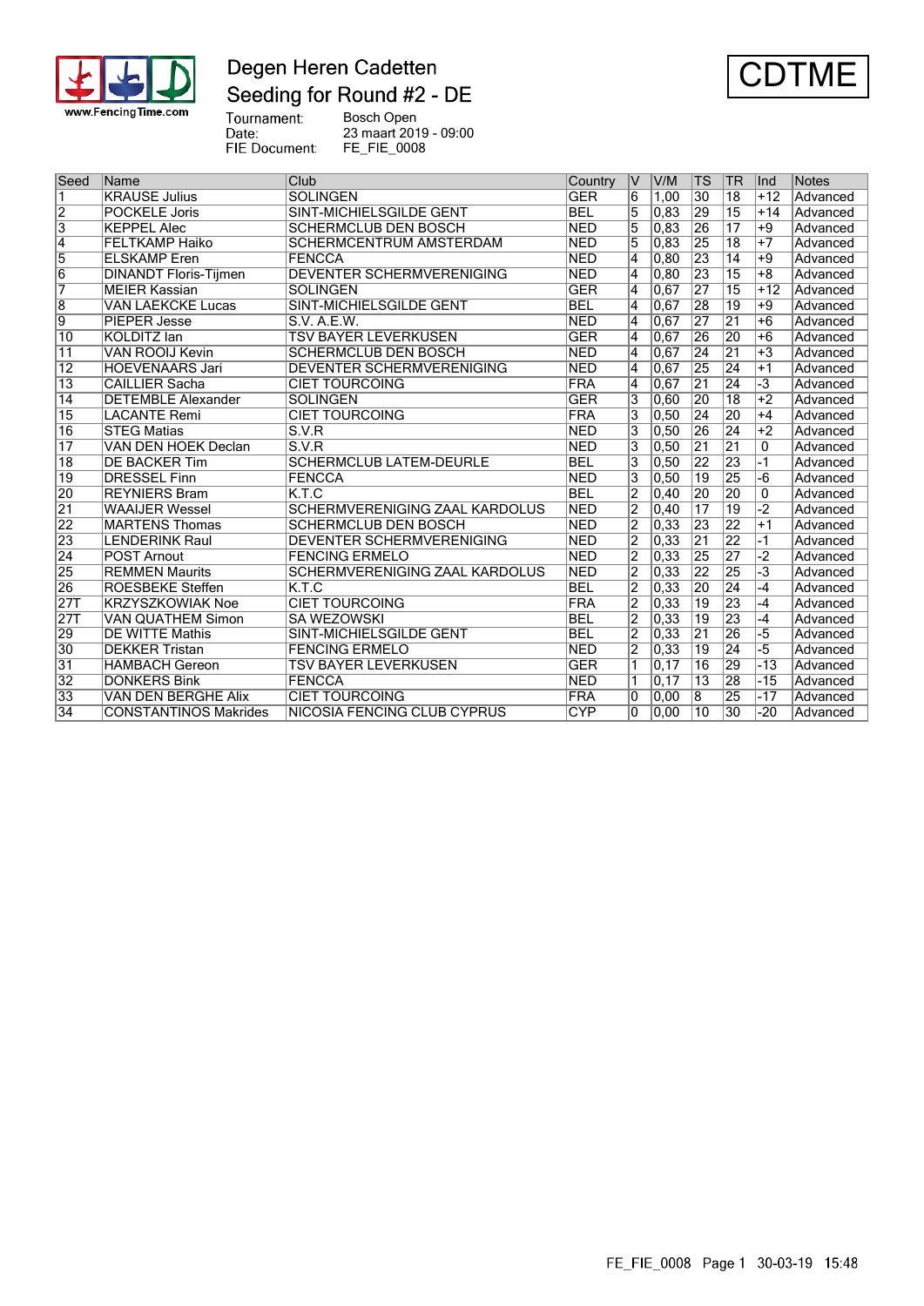# Degen Heren Cadetten

## Seeding for Round #2 - DE

**CDTME**

Tournament: Bosch Open
Date: 23 maart 2019 - 09:00
FIE Document: FE_FIE_0008

| Seed | Name | Club | Country | V | V/M | TS | TR | Ind | Notes |
|---|---|---|---|---|---|---|---|---|---|
| 1 | KRAUSE Julius | SOLINGEN | GER | 6 | 1,00 | 30 | 18 | +12 | Advanced |
| 2 | POCKELE Joris | SINT-MICHIELSGILDE GENT | BEL | 5 | 0,83 | 29 | 15 | +14 | Advanced |
| 3 | KEPPEL Alec | SCHERMCLUB DEN BOSCH | NED | 5 | 0,83 | 26 | 17 | +9 | Advanced |
| 4 | FELTKAMP Haiko | SCHERMCENTRUM AMSTERDAM | NED | 5 | 0,83 | 25 | 18 | +7 | Advanced |
| 5 | ELSKAMP Eren | FENCCA | NED | 4 | 0,80 | 23 | 14 | +9 | Advanced |
| 6 | DINANDT Floris-Tijmen | DEVENTER SCHERMVERENIGING | NED | 4 | 0,80 | 23 | 15 | +8 | Advanced |
| 7 | MEIER Kassian | SOLINGEN | GER | 4 | 0,67 | 27 | 15 | +12 | Advanced |
| 8 | VAN LAECKCE Lucas | SINT-MICHIELSGILDE GENT | BEL | 4 | 0,67 | 28 | 19 | +9 | Advanced |
| 9 | PIEPER Jesse | S.V. A.E.W. | NED | 4 | 0,67 | 27 | 21 | +6 | Advanced |
| 10 | KOLDITZ Ian | TSV BAYER LEVERKUSEN | GER | 4 | 0,67 | 26 | 20 | +6 | Advanced |
| 11 | VAN ROOIJ Kevin | SCHERMCLUB DEN BOSCH | NED | 4 | 0,67 | 24 | 21 | +3 | Advanced |
| 12 | HOEVENAARS Jari | DEVENTER SCHERMVERENIGING | NED | 4 | 0,67 | 25 | 24 | +1 | Advanced |
| 13 | CAILLIER Sacha | CIET TOURCOING | FRA | 4 | 0,67 | 21 | 24 | -3 | Advanced |
| 14 | DETEMBLE Alexander | SOLINGEN | GER | 3 | 0,60 | 20 | 18 | +2 | Advanced |
| 15 | LACANTE Remi | CIET TOURCOING | FRA | 3 | 0,50 | 24 | 20 | +4 | Advanced |
| 16 | STEG Matias | S.V.R | NED | 3 | 0,50 | 26 | 24 | +2 | Advanced |
| 17 | VAN DEN HOEK Declan | S.V.R | NED | 3 | 0,50 | 21 | 21 | 0 | Advanced |
| 18 | DE BACKER Tim | SCHERMCLUB LATEM-DEURLE | BEL | 3 | 0,50 | 22 | 23 | -1 | Advanced |
| 19 | DRESSEL Finn | FENCCA | NED | 3 | 0,50 | 19 | 25 | -6 | Advanced |
| 20 | REYNIERS Bram | K.T.C | BEL | 2 | 0,40 | 20 | 20 | 0 | Advanced |
| 21 | WAAIJER Wessel | SCHERMVERENIGING ZAAL KARDOLUS | NED | 2 | 0,40 | 17 | 19 | -2 | Advanced |
| 22 | MARTENS Thomas | SCHERMCLUB DEN BOSCH | NED | 2 | 0,33 | 23 | 22 | +1 | Advanced |
| 23 | LENDERINK Raul | DEVENTER SCHERMVERENIGING | NED | 2 | 0,33 | 21 | 22 | -1 | Advanced |
| 24 | POST Arnout | FENCING ERMELO | NED | 2 | 0,33 | 25 | 27 | -2 | Advanced |
| 25 | REMMEN Maurits | SCHERMVERENIGING ZAAL KARDOLUS | NED | 2 | 0,33 | 22 | 25 | -3 | Advanced |
| 26 | ROESBEKE Steffen | K.T.C | BEL | 2 | 0,33 | 20 | 24 | -4 | Advanced |
| 27T | KRZYSZKOWIAK Noe | CIET TOURCOING | FRA | 2 | 0,33 | 19 | 23 | -4 | Advanced |
| 27T | VAN QUATHEM Simon | SA WEZOWSKI | BEL | 2 | 0,33 | 19 | 23 | -4 | Advanced |
| 29 | DE WITTE Mathis | SINT-MICHIELSGILDE GENT | BEL | 2 | 0,33 | 21 | 26 | -5 | Advanced |
| 30 | DEKKER Tristan | FENCING ERMELO | NED | 2 | 0,33 | 19 | 24 | -5 | Advanced |
| 31 | HAMBACH Gereon | TSV BAYER LEVERKUSEN | GER | 1 | 0,17 | 16 | 29 | -13 | Advanced |
| 32 | DONKERS Bink | FENCCA | NED | 1 | 0,17 | 13 | 28 | -15 | Advanced |
| 33 | VAN DEN BERGHE Alix | CIET TOURCOING | FRA | 0 | 0,00 | 8 | 25 | -17 | Advanced |
| 34 | CONSTANTINOS Makrides | NICOSIA FENCING CLUB CYPRUS | CYP | 0 | 0,00 | 10 | 30 | -20 | Advanced |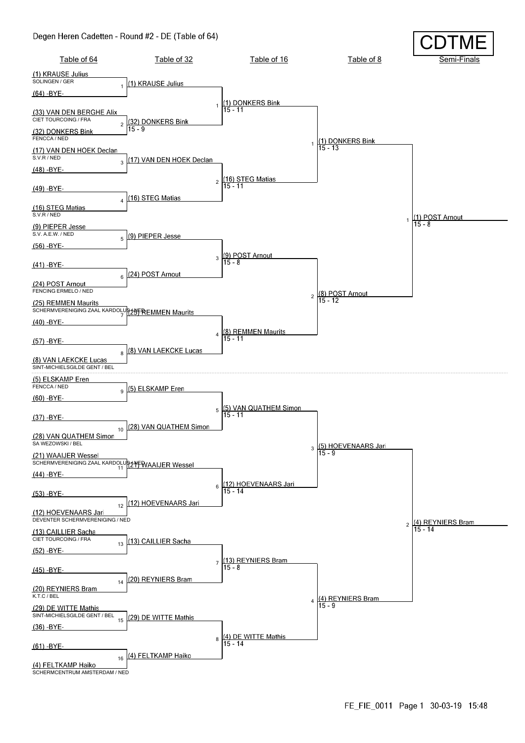# Degen Heren Cadetten - Round #2 - DE (Table of 64)

**CDTME**

## Table of 64

| Seed | Name | Club |
|---|---|---|
| (1) | KRAUSE Julius | SOLINGEN / GER |
| (64) | -BYE- | |
| (33) | VAN DEN BERGHE Alix | CIET TOURCOING / FRA |
| (32) | DONKERS Bink | FENCCA / NED |
| (17) | VAN DEN HOEK Declan | S.V.R / NED |
| (48) | -BYE- | |
| (49) | -BYE- | |
| (16) | STEG Matias | S.V.R / NED |
| (9) | PIEPER Jesse | S.V. A.E.W. / NED |
| (56) | -BYE- | |
| (41) | -BYE- | |
| (24) | POST Arnout | FENCING ERMELO / NED |
| (25) | REMMEN Maurits | SCHERMVERENIGING ZAAL KARDOLUS / NED |
| (40) | -BYE- | |
| (57) | -BYE- | |
| (8) | VAN LAEKCKE Lucas | SINT-MICHIELSGILDE GENT / BEL |
| (5) | ELSKAMP Eren | FENCCA / NED |
| (60) | -BYE- | |
| (37) | -BYE- | |
| (28) | VAN QUATHEM Simon | SA WEZOWSKI / BEL |
| (21) | WAAIJER Wessel | SCHERMVERENIGING ZAAL KARDOLUS / NED |
| (44) | -BYE- | |
| (53) | -BYE- | |
| (12) | HOEVENAARS Jari | DEVENTER SCHERMVERENIGING / NED |
| (13) | CAILLIER Sacha | CIET TOURCOING / FRA |
| (52) | -BYE- | |
| (45) | -BYE- | |
| (20) | REYNIERS Bram | K.T.C / BEL |
| (29) | DE WITTE Mathis | SINT-MICHIELSGILDE GENT / BEL |
| (36) | -BYE- | |
| (61) | -BYE- | |
| (4) | FELTKAMP Haiko | SCHERMCENTRUM AMSTERDAM / NED |

## Table of 32

| Bout | Winner | Score |
|---|---|---|
| 1 | (1) KRAUSE Julius | |
| 2 | (32) DONKERS Bink | 15 - 9 |
| 3 | (17) VAN DEN HOEK Declan | |
| 4 | (16) STEG Matias | |
| 5 | (9) PIEPER Jesse | |
| 6 | (24) POST Arnout | |
| 7 | (25) REMMEN Maurits | |
| 8 | (8) VAN LAEKCKE Lucas | |
| 9 | (5) ELSKAMP Eren | |
| 10 | (28) VAN QUATHEM Simon | |
| 11 | (21) WAAIJER Wessel | |
| 12 | (12) HOEVENAARS Jari | |
| 13 | (13) CAILLIER Sacha | |
| 14 | (20) REYNIERS Bram | |
| 15 | (29) DE WITTE Mathis | |
| 16 | (4) FELTKAMP Haiko | |

## Table of 16

| Bout | Winner | Score |
|---|---|---|
| 1 | (1) DONKERS Bink | 15 - 11 |
| 2 | (16) STEG Matias | 15 - 11 |
| 3 | (9) POST Arnout | 15 - 8 |
| 4 | (8) REMMEN Maurits | 15 - 11 |
| 5 | (5) VAN QUATHEM Simon | 15 - 11 |
| 6 | (12) HOEVENAARS Jari | 15 - 14 |
| 7 | (13) REYNIERS Bram | 15 - 8 |
| 8 | (4) DE WITTE Mathis | 15 - 14 |

## Table of 8

| Bout | Winner | Score |
|---|---|---|
| 1 | (1) DONKERS Bink | 15 - 13 |
| 2 | (8) POST Arnout | 15 - 12 |
| 3 | (5) HOEVENAARS Jari | 15 - 9 |
| 4 | (4) REYNIERS Bram | 15 - 9 |

## Semi-Finals

| Bout | Winner | Score |
|---|---|---|
| 1 | (1) POST Arnout | 15 - 8 |
| 2 | (4) REYNIERS Bram | 15 - 14 |

FE_FIE_0011 Page 1 30-03-19 15:48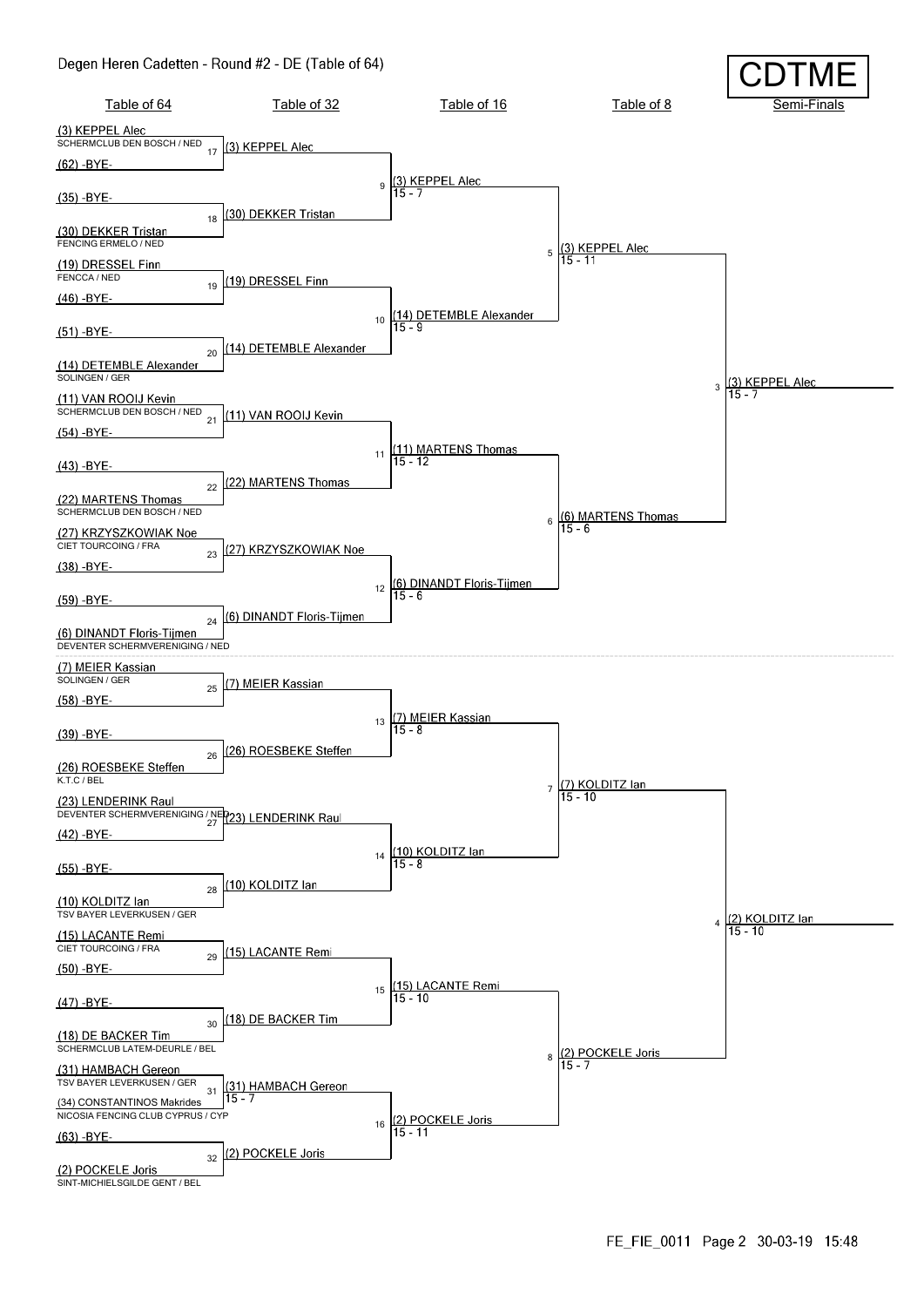# Degen Heren Cadetten - Round #2 - DE (Table of 64)

**CDTME**

| Table of 64 | Table of 32 | Table of 16 | Table of 8 | Semi-Finals |
|---|---|---|---|---|
| (3) KEPPEL Alec (SCHERMCLUB DEN BOSCH / NED) | 17: (3) KEPPEL Alec | 9: (3) KEPPEL Alec 15 - 7 | 5: (3) KEPPEL Alec 15 - 11 | 3: (3) KEPPEL Alec 15 - 7 |
| (62) -BYE- | | | | |
| (35) -BYE- | 18: (30) DEKKER Tristan | | | |
| (30) DEKKER Tristan (FENCING ERMELO / NED) | | | | |
| (19) DRESSEL Finn (FENCCA / NED) | 19: (19) DRESSEL Finn | 10: (14) DETEMBLE Alexander 15 - 9 | | |
| (46) -BYE- | | | | |
| (51) -BYE- | 20: (14) DETEMBLE Alexander | | | |
| (14) DETEMBLE Alexander (SOLINGEN / GER) | | | | |
| (11) VAN ROOIJ Kevin (SCHERMCLUB DEN BOSCH / NED) | 21: (11) VAN ROOIJ Kevin | 11: (11) MARTENS Thomas 15 - 12 | 6: (6) MARTENS Thomas 15 - 6 | |
| (54) -BYE- | | | | |
| (43) -BYE- | 22: (22) MARTENS Thomas | | | |
| (22) MARTENS Thomas (SCHERMCLUB DEN BOSCH / NED) | | | | |
| (27) KRZYSZKOWIAK Noe (CIET TOURCOING / FRA) | 23: (27) KRZYSZKOWIAK Noe | 12: (6) DINANDT Floris-Tijmen 15 - 6 | | |
| (38) -BYE- | | | | |
| (59) -BYE- | 24: (6) DINANDT Floris-Tijmen | | | |
| (6) DINANDT Floris-Tijmen (DEVENTER SCHERMVERENIGING / NED) | | | | |
| (7) MEIER Kassian (SOLINGEN / GER) | 25: (7) MEIER Kassian | 13: (7) MEIER Kassian 15 - 8 | 7: (7) KOLDITZ Ian 15 - 10 | 4: (2) KOLDITZ Ian 15 - 10 |
| (58) -BYE- | | | | |
| (39) -BYE- | 26: (26) ROESBEKE Steffen | | | |
| (26) ROESBEKE Steffen (K.T.C / BEL) | | | | |
| (23) LENDERINK Raul (DEVENTER SCHERMVERENIGING / NED) | 27: (23) LENDERINK Raul | 14: (10) KOLDITZ Ian 15 - 8 | | |
| (42) -BYE- | | | | |
| (55) -BYE- | 28: (10) KOLDITZ Ian | | | |
| (10) KOLDITZ Ian (TSV BAYER LEVERKUSEN / GER) | | | | |
| (15) LACANTE Remi (CIET TOURCOING / FRA) | 29: (15) LACANTE Remi | 15: (15) LACANTE Remi 15 - 10 | 8: (2) POCKELE Joris 15 - 7 | |
| (50) -BYE- | | | | |
| (47) -BYE- | 30: (18) DE BACKER Tim | | | |
| (18) DE BACKER Tim (SCHERMCLUB LATEM-DEURLE / BEL) | | | | |
| (31) HAMBACH Gereon (TSV BAYER LEVERKUSEN / GER) | 31: (31) HAMBACH Gereon 15 - 7 | 16: (2) POCKELE Joris 15 - 11 | | |
| (34) CONSTANTINOS Makrides (NICOSIA FENCING CLUB CYPRUS / CYP) | | | | |
| (63) -BYE- | 32: (2) POCKELE Joris | | | |
| (2) POCKELE Joris (SINT-MICHIELSGILDE GENT / BEL) | | | | |

FE_FIE_0011 Page 2 30-03-19 15:48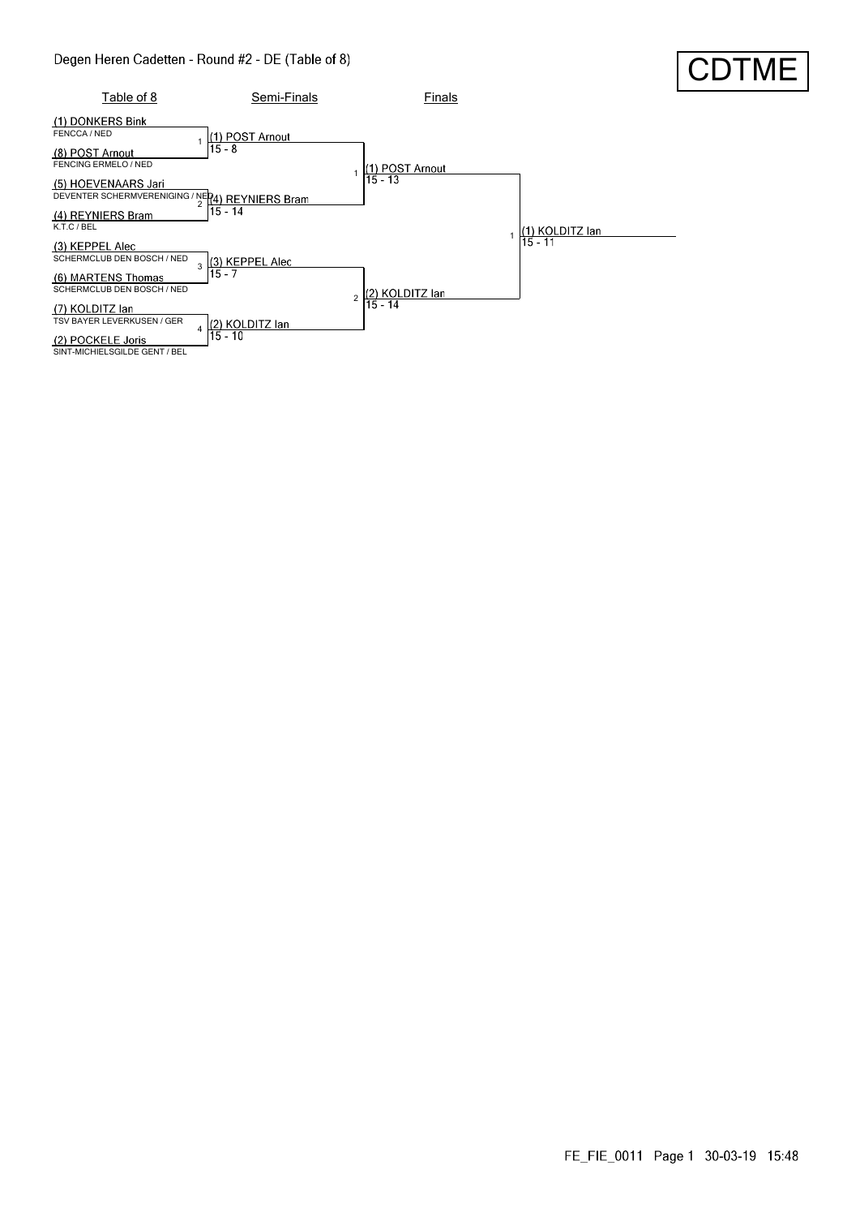# Degen Heren Cadetten - Round #2 - DE (Table of 8)

CDTME

## Table of 8

| Seed | Name | Club / Country |
|---|---|---|
| (1) | DONKERS Bink | FENCCA / NED |
| (8) | POST Arnout | FENCING ERMELO / NED |
| (5) | HOEVENAARS Jari | DEVENTER SCHERMVERENIGING / NED |
| (4) | REYNIERS Bram | K.T.C / BEL |
| (3) | KEPPEL Alec | SCHERMCLUB DEN BOSCH / NED |
| (6) | MARTENS Thomas | SCHERMCLUB DEN BOSCH / NED |
| (7) | KOLDITZ Ian | TSV BAYER LEVERKUSEN / GER |
| (2) | POCKELE Joris | SINT-MICHIELSGILDE GENT / BEL |

## Semi-Finals

| Bout | Winner | Score |
|---|---|---|
| 1 | (1) POST Arnout | 15 - 8 |
| 2 | (4) REYNIERS Bram | 15 - 14 |
| 3 | (3) KEPPEL Alec | 15 - 7 |
| 4 | (2) KOLDITZ Ian | 15 - 10 |

## Finals

| Bout | Winner | Score |
|---|---|---|
| 1 | (1) POST Arnout | 15 - 13 |
| 2 | (2) KOLDITZ Ian | 15 - 14 |

## Winner

| Bout | Winner | Score |
|---|---|---|
| 1 | (1) KOLDITZ Ian | 15 - 11 |

FE_FIE_0011 Page 1 30-03-19 15:48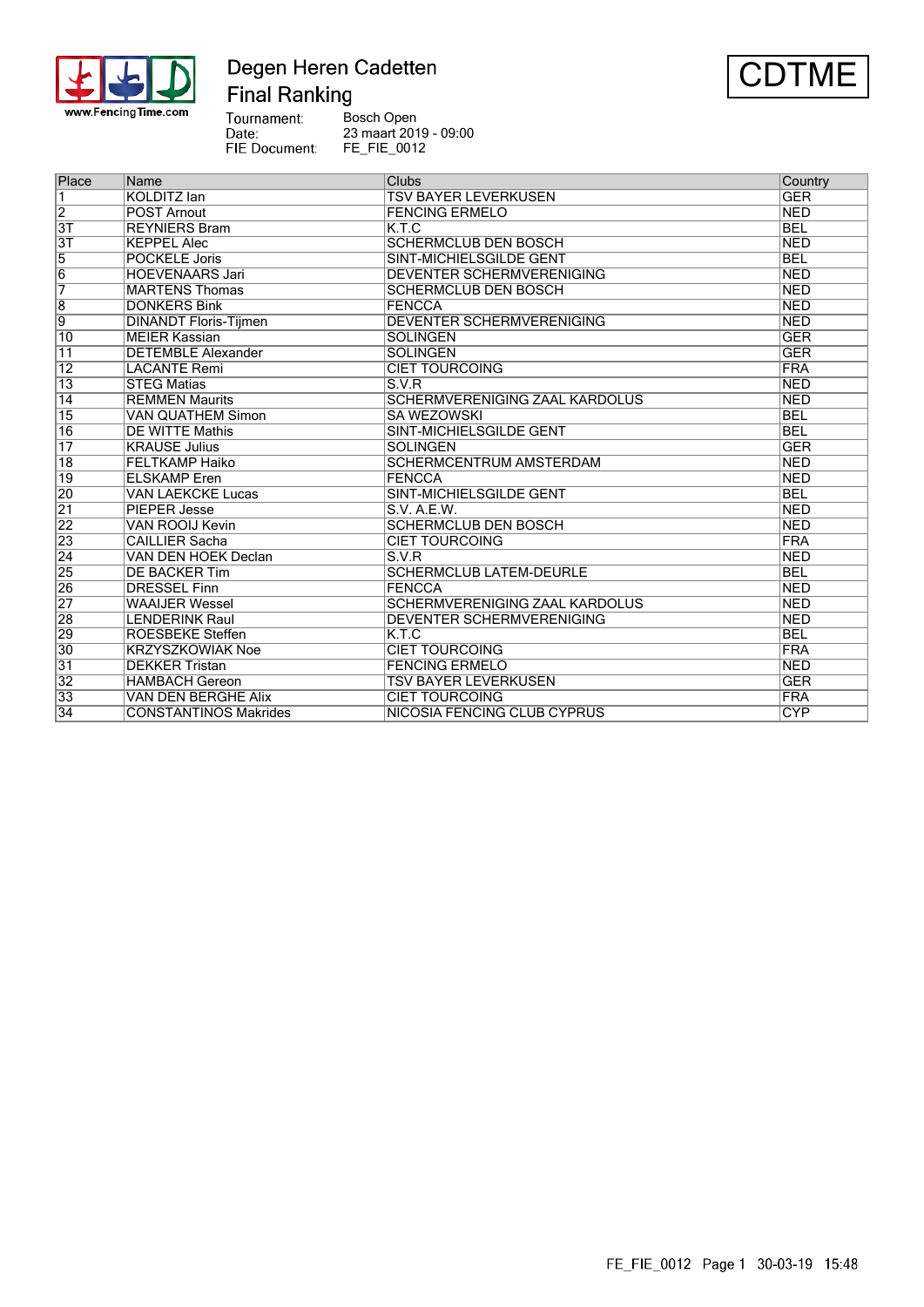# Degen Heren Cadetten

## Final Ranking

**CDTME**

Tournament: Bosch Open
Date: 23 maart 2019 - 09:00
FIE Document: FE_FIE_0012

| Place | Name | Clubs | Country |
|---|---|---|---|
| 1 | KOLDITZ Ian | TSV BAYER LEVERKUSEN | GER |
| 2 | POST Arnout | FENCING ERMELO | NED |
| 3T | REYNIERS Bram | K.T.C | BEL |
| 3T | KEPPEL Alec | SCHERMCLUB DEN BOSCH | NED |
| 5 | POCKELE Joris | SINT-MICHIELSGILDE GENT | BEL |
| 6 | HOEVENAARS Jari | DEVENTER SCHERMVERENIGING | NED |
| 7 | MARTENS Thomas | SCHERMCLUB DEN BOSCH | NED |
| 8 | DONKERS Bink | FENCCA | NED |
| 9 | DINANDT Floris-Tijmen | DEVENTER SCHERMVERENIGING | NED |
| 10 | MEIER Kassian | SOLINGEN | GER |
| 11 | DETEMBLE Alexander | SOLINGEN | GER |
| 12 | LACANTE Remi | CIET TOURCOING | FRA |
| 13 | STEG Matias | S.V.R | NED |
| 14 | REMMEN Maurits | SCHERMVERENIGING ZAAL KARDOLUS | NED |
| 15 | VAN QUATHEM Simon | SA WEZOWSKI | BEL |
| 16 | DE WITTE Mathis | SINT-MICHIELSGILDE GENT | BEL |
| 17 | KRAUSE Julius | SOLINGEN | GER |
| 18 | FELTKAMP Haiko | SCHERMCENTRUM AMSTERDAM | NED |
| 19 | ELSKAMP Eren | FENCCA | NED |
| 20 | VAN LAEKCKE Lucas | SINT-MICHIELSGILDE GENT | BEL |
| 21 | PIEPER Jesse | S.V. A.E.W. | NED |
| 22 | VAN ROOIJ Kevin | SCHERMCLUB DEN BOSCH | NED |
| 23 | CAILLIER Sacha | CIET TOURCOING | FRA |
| 24 | VAN DEN HOEK Declan | S.V.R | NED |
| 25 | DE BACKER Tim | SCHERMCLUB LATEM-DEURLE | BEL |
| 26 | DRESSEL Finn | FENCCA | NED |
| 27 | WAAIJER Wessel | SCHERMVERENIGING ZAAL KARDOLUS | NED |
| 28 | LENDERINK Raul | DEVENTER SCHERMVERENIGING | NED |
| 29 | ROESBEKE Steffen | K.T.C | BEL |
| 30 | KRZYSZKOWIAK Noe | CIET TOURCOING | FRA |
| 31 | DEKKER Tristan | FENCING ERMELO | NED |
| 32 | HAMBACH Gereon | TSV BAYER LEVERKUSEN | GER |
| 33 | VAN DEN BERGHE Alix | CIET TOURCOING | FRA |
| 34 | CONSTANTINOS Makrides | NICOSIA FENCING CLUB CYPRUS | CYP |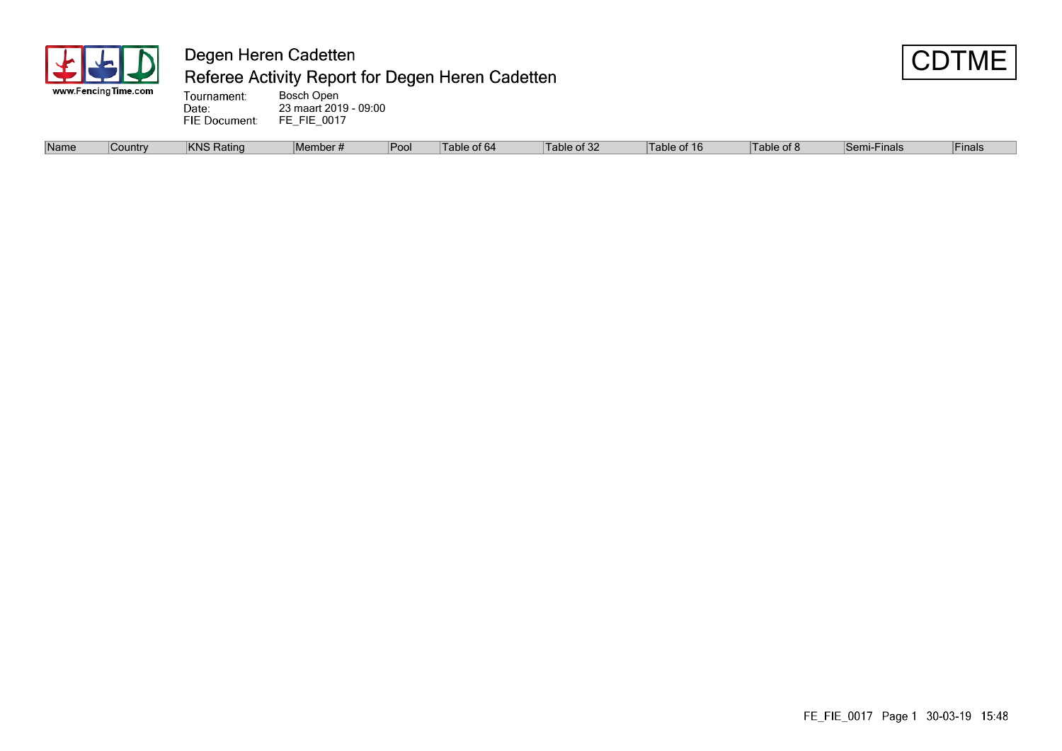# Degen Heren Cadetten

## Referee Activity Report for Degen Heren Cadetten

CDTME

Tournament: Bosch Open
Date: 23 maart 2019 - 09:00
FIE Document: FE_FIE_0017

| Name | Country | KNS Rating | Member # | Pool | Table of 64 | Table of 32 | Table of 16 | Table of 8 | Semi-Finals | Finals |
|---|---|---|---|---|---|---|---|---|---|---|